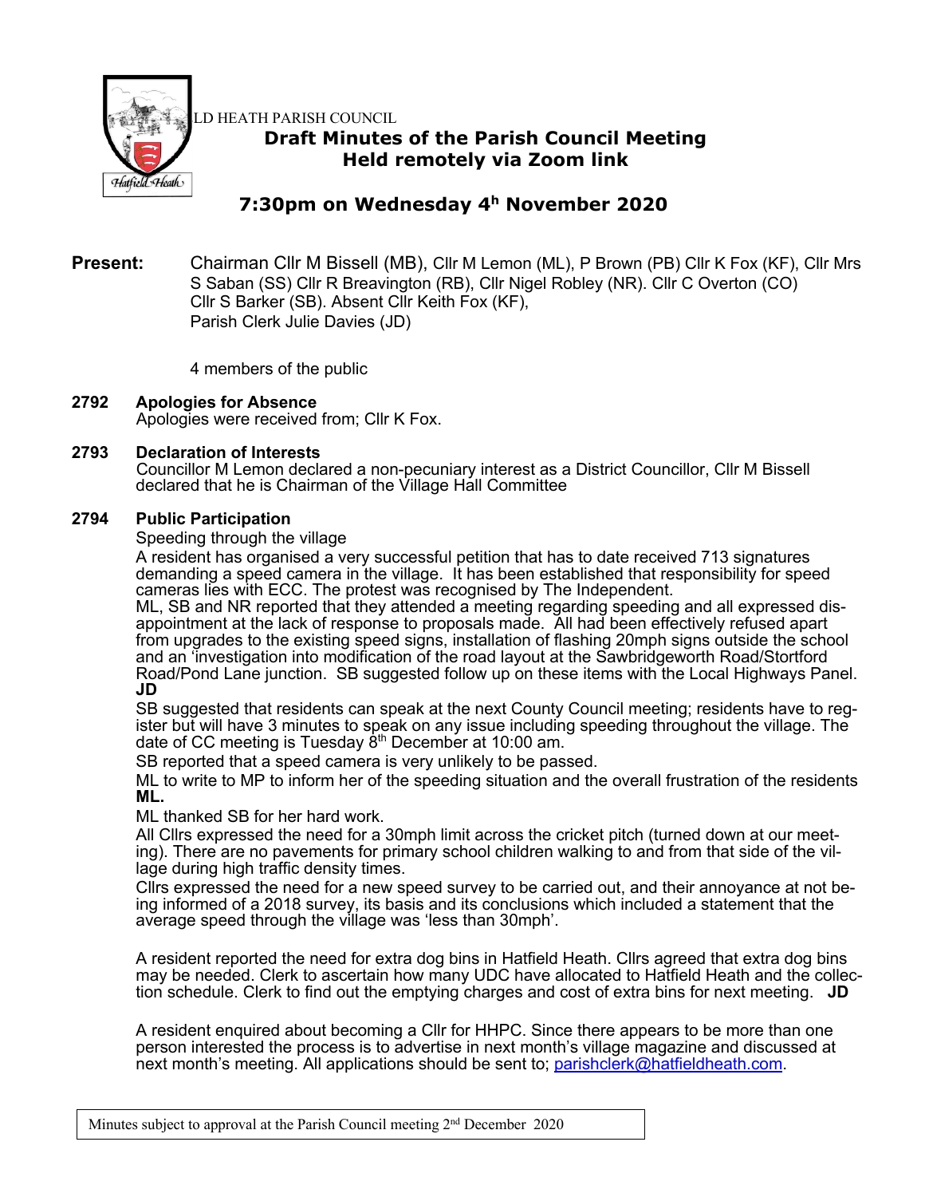LD HEATH PARISH COUNCIL

# Draft Minutes of the Parish Council Meeting
## Held remotely via Zoom link

## 7:30pm on Wednesday 4h November 2020

**Present:** Chairman Cllr M Bissell (MB), Cllr M Lemon (ML), P Brown (PB) Cllr K Fox (KF), Cllr Mrs S Saban (SS) Cllr R Breavington (RB), Cllr Nigel Robley (NR). Cllr C Overton (CO) Cllr S Barker (SB). Absent Cllr Keith Fox (KF), Parish Clerk Julie Davies (JD)

4 members of the public

### 2792 Apologies for Absence

Apologies were received from; Cllr K Fox.

### 2793 Declaration of Interests

Councillor M Lemon declared a non-pecuniary interest as a District Councillor, Cllr M Bissell declared that he is Chairman of the Village Hall Committee

### 2794 Public Participation

Speeding through the village

A resident has organised a very successful petition that has to date received 713 signatures demanding a speed camera in the village. It has been established that responsibility for speed cameras lies with ECC. The protest was recognised by The Independent.

ML, SB and NR reported that they attended a meeting regarding speeding and all expressed dis-appointment at the lack of response to proposals made. All had been effectively refused apart from upgrades to the existing speed signs, installation of flashing 20mph signs outside the school and an 'investigation into modification of the road layout at the Sawbridgeworth Road/Stortford Road/Pond Lane junction. SB suggested follow up on these items with the Local Highways Panel. **JD**

SB suggested that residents can speak at the next County Council meeting; residents have to reg-ister but will have 3 minutes to speak on any issue including speeding throughout the village. The date of CC meeting is Tuesday 8th December at 10:00 am.

SB reported that a speed camera is very unlikely to be passed.

ML to write to MP to inform her of the speeding situation and the overall frustration of the residents **ML.**

ML thanked SB for her hard work.

All Cllrs expressed the need for a 30mph limit across the cricket pitch (turned down at our meet-ing). There are no pavements for primary school children walking to and from that side of the vil-lage during high traffic density times.

Cllrs expressed the need for a new speed survey to be carried out, and their annoyance at not be-ing informed of a 2018 survey, its basis and its conclusions which included a statement that the average speed through the village was 'less than 30mph'.

A resident reported the need for extra dog bins in Hatfield Heath. Cllrs agreed that extra dog bins may be needed. Clerk to ascertain how many UDC have allocated to Hatfield Heath and the collec-tion schedule. Clerk to find out the emptying charges and cost of extra bins for next meeting. **JD**

A resident enquired about becoming a Cllr for HHPC. Since there appears to be more than one person interested the process is to advertise in next month's village magazine and discussed at next month's meeting. All applications should be sent to; parishclerk@hatfieldheath.com.

Minutes subject to approval at the Parish Council meeting 2nd December 2020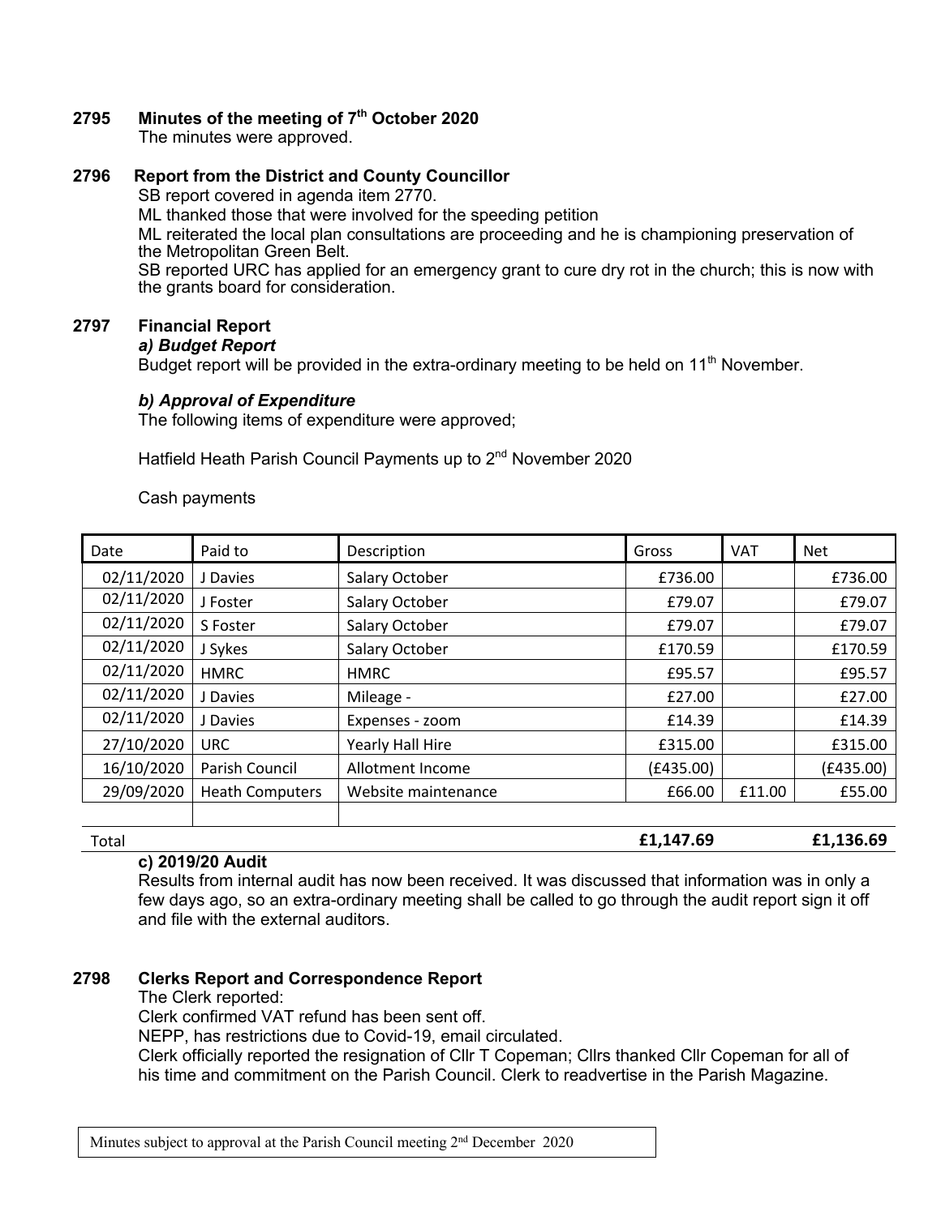**2795 Minutes of the meeting of 7th October 2020**

The minutes were approved.

**2796 Report from the District and County Councillor**

SB report covered in agenda item 2770.

ML thanked those that were involved for the speeding petition

ML reiterated the local plan consultations are proceeding and he is championing preservation of the Metropolitan Green Belt.

SB reported URC has applied for an emergency grant to cure dry rot in the church; this is now with the grants board for consideration.

**2797 Financial Report**

***a) Budget Report***

Budget report will be provided in the extra-ordinary meeting to be held on 11th November.

***b) Approval of Expenditure***

The following items of expenditure were approved;

Hatfield Heath Parish Council Payments up to 2nd November 2020

Cash payments

| Date | Paid to | Description | Gross | VAT | Net |
|---|---|---|---|---|---|
| 02/11/2020 | J Davies | Salary October | £736.00 | | £736.00 |
| 02/11/2020 | J Foster | Salary October | £79.07 | | £79.07 |
| 02/11/2020 | S Foster | Salary October | £79.07 | | £79.07 |
| 02/11/2020 | J Sykes | Salary October | £170.59 | | £170.59 |
| 02/11/2020 | HMRC | HMRC | £95.57 | | £95.57 |
| 02/11/2020 | J Davies | Mileage - | £27.00 | | £27.00 |
| 02/11/2020 | J Davies | Expenses - zoom | £14.39 | | £14.39 |
| 27/10/2020 | URC | Yearly Hall Hire | £315.00 | | £315.00 |
| 16/10/2020 | Parish Council | Allotment Income | (£435.00) | | (£435.00) |
| 29/09/2020 | Heath Computers | Website maintenance | £66.00 | £11.00 | £55.00 |
| | | | | | |
| Total | | | **£1,147.69** | | **£1,136.69** |

**c) 2019/20 Audit**

Results from internal audit has now been received. It was discussed that information was in only a few days ago, so an extra-ordinary meeting shall be called to go through the audit report sign it off and file with the external auditors.

**2798 Clerks Report and Correspondence Report**

The Clerk reported:

Clerk confirmed VAT refund has been sent off.

NEPP, has restrictions due to Covid-19, email circulated.

Clerk officially reported the resignation of Cllr T Copeman; Cllrs thanked Cllr Copeman for all of his time and commitment on the Parish Council. Clerk to readvertise in the Parish Magazine.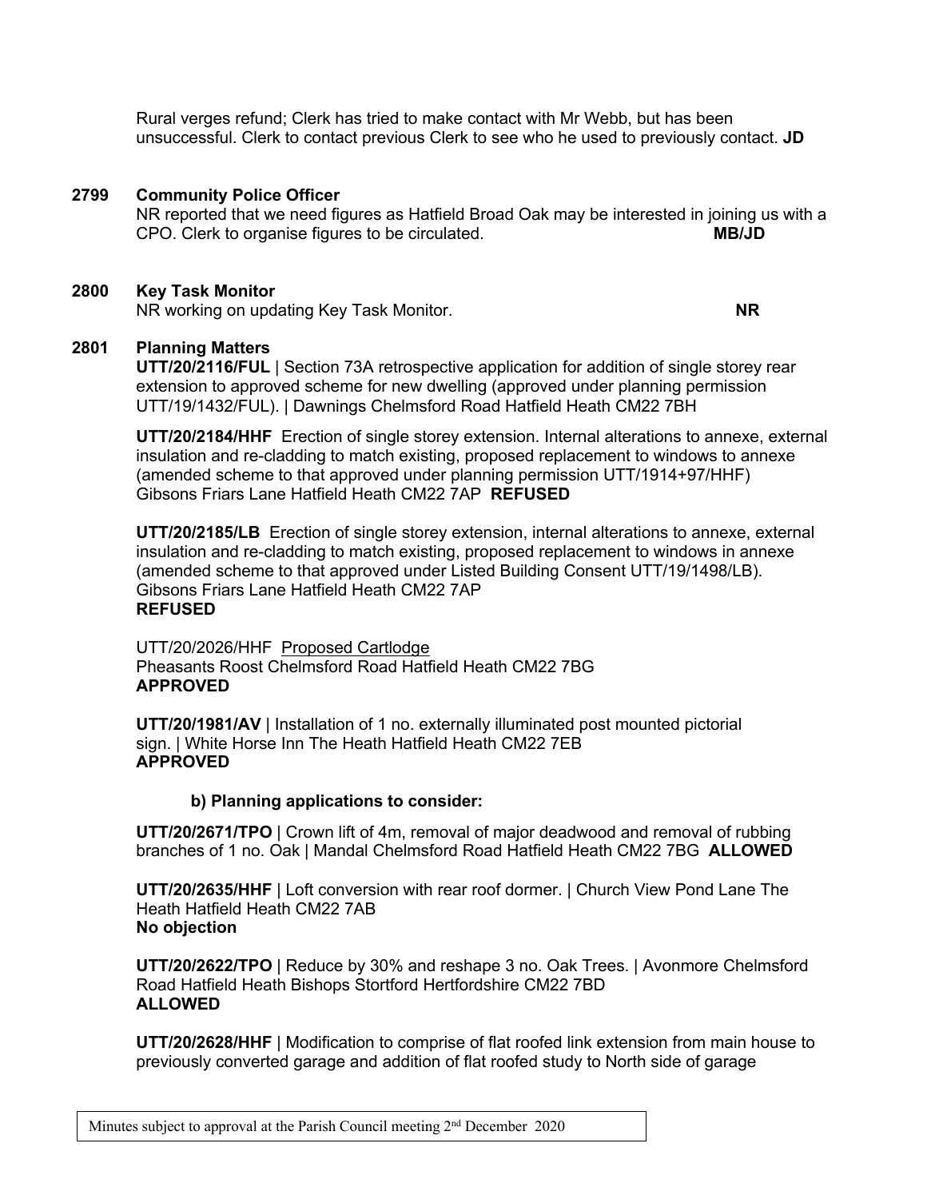Rural verges refund; Clerk has tried to make contact with Mr Webb, but has been unsuccessful. Clerk to contact previous Clerk to see who he used to previously contact. **JD**

**2799 Community Police Officer**

NR reported that we need figures as Hatfield Broad Oak may be interested in joining us with a CPO. Clerk to organise figures to be circulated. **MB/JD**

**2800 Key Task Monitor**

NR working on updating Key Task Monitor. **NR**

**2801 Planning Matters**

**UTT/20/2116/FUL** | Section 73A retrospective application for addition of single storey rear extension to approved scheme for new dwelling (approved under planning permission UTT/19/1432/FUL). | Dawnings Chelmsford Road Hatfield Heath CM22 7BH

**UTT/20/2184/HHF** Erection of single storey extension. Internal alterations to annexe, external insulation and re-cladding to match existing, proposed replacement to windows to annexe (amended scheme to that approved under planning permission UTT/1914+97/HHF) Gibsons Friars Lane Hatfield Heath CM22 7AP **REFUSED**

**UTT/20/2185/LB** Erection of single storey extension, internal alterations to annexe, external insulation and re-cladding to match existing, proposed replacement to windows in annexe (amended scheme to that approved under Listed Building Consent UTT/19/1498/LB). Gibsons Friars Lane Hatfield Heath CM22 7AP
**REFUSED**

UTT/20/2026/HHF Proposed Cartlodge
Pheasants Roost Chelmsford Road Hatfield Heath CM22 7BG
**APPROVED**

**UTT/20/1981/AV** | Installation of 1 no. externally illuminated post mounted pictorial sign. | White Horse Inn The Heath Hatfield Heath CM22 7EB
**APPROVED**

**b) Planning applications to consider:**

**UTT/20/2671/TPO** | Crown lift of 4m, removal of major deadwood and removal of rubbing branches of 1 no. Oak | Mandal Chelmsford Road Hatfield Heath CM22 7BG **ALLOWED**

**UTT/20/2635/HHF** | Loft conversion with rear roof dormer. | Church View Pond Lane The Heath Hatfield Heath CM22 7AB
**No objection**

**UTT/20/2622/TPO** | Reduce by 30% and reshape 3 no. Oak Trees. | Avonmore Chelmsford Road Hatfield Heath Bishops Stortford Hertfordshire CM22 7BD
**ALLOWED**

**UTT/20/2628/HHF** | Modification to comprise of flat roofed link extension from main house to previously converted garage and addition of flat roofed study to North side of garage

Minutes subject to approval at the Parish Council meeting 2nd December 2020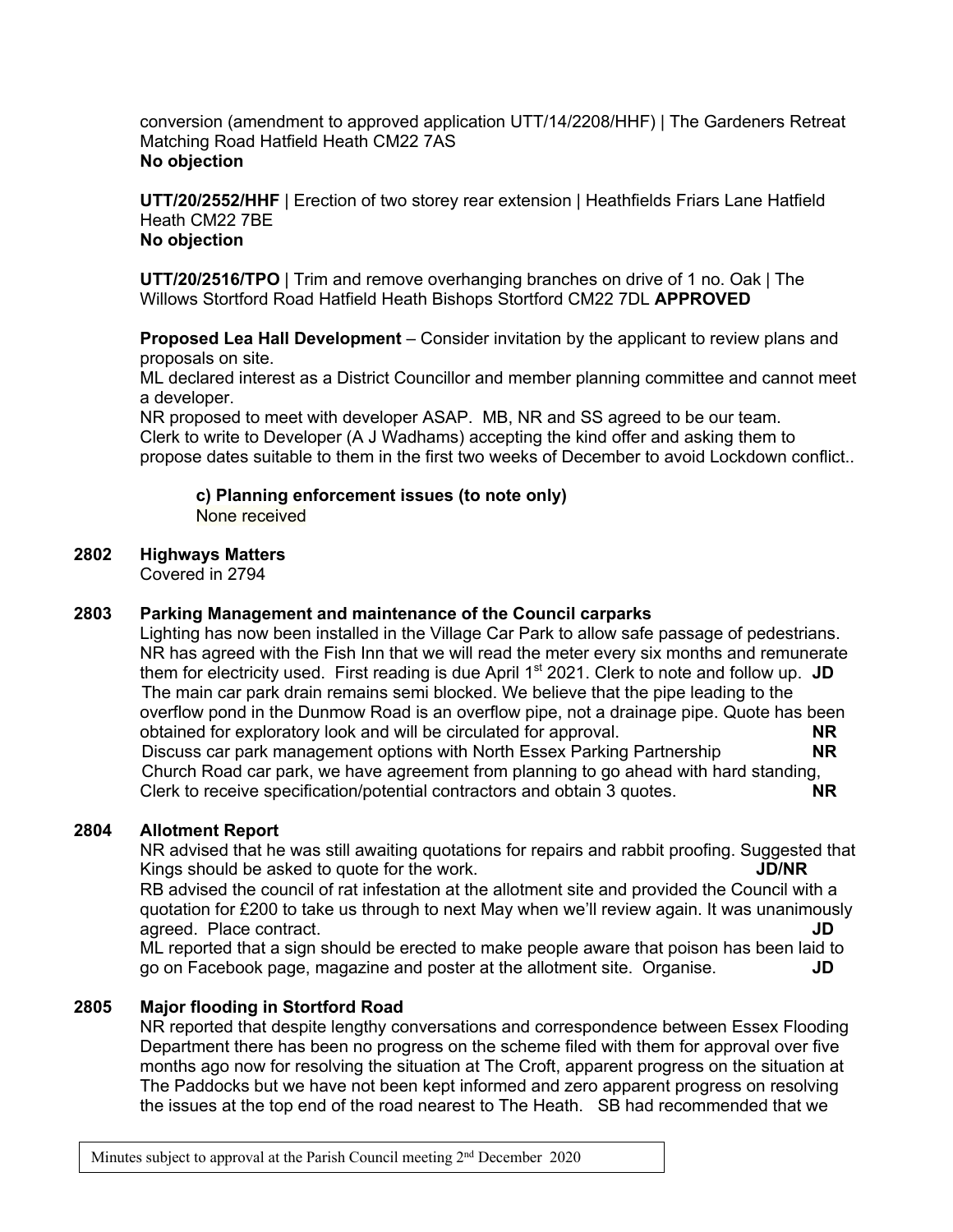conversion (amendment to approved application UTT/14/2208/HHF) | The Gardeners Retreat Matching Road Hatfield Heath CM22 7AS
**No objection**

**UTT/20/2552/HHF** | Erection of two storey rear extension | Heathfields Friars Lane Hatfield Heath CM22 7BE
**No objection**

**UTT/20/2516/TPO** | Trim and remove overhanging branches on drive of 1 no. Oak | The Willows Stortford Road Hatfield Heath Bishops Stortford CM22 7DL **APPROVED**

**Proposed Lea Hall Development** – Consider invitation by the applicant to review plans and proposals on site.
ML declared interest as a District Councillor and member planning committee and cannot meet a developer.
NR proposed to meet with developer ASAP. MB, NR and SS agreed to be our team.
Clerk to write to Developer (A J Wadhams) accepting the kind offer and asking them to propose dates suitable to them in the first two weeks of December to avoid Lockdown conflict..

**c) Planning enforcement issues (to note only)**
None received

## 2802 Highways Matters

Covered in 2794

## 2803 Parking Management and maintenance of the Council carparks

Lighting has now been installed in the Village Car Park to allow safe passage of pedestrians. NR has agreed with the Fish Inn that we will read the meter every six months and remunerate them for electricity used. First reading is due April 1st 2021. Clerk to note and follow up. **JD**
The main car park drain remains semi blocked. We believe that the pipe leading to the overflow pond in the Dunmow Road is an overflow pipe, not a drainage pipe. Quote has been obtained for exploratory look and will be circulated for approval. **NR**
Discuss car park management options with North Essex Parking Partnership **NR**
Church Road car park, we have agreement from planning to go ahead with hard standing, Clerk to receive specification/potential contractors and obtain 3 quotes. **NR**

## 2804 Allotment Report

NR advised that he was still awaiting quotations for repairs and rabbit proofing. Suggested that Kings should be asked to quote for the work. **JD/NR**
RB advised the council of rat infestation at the allotment site and provided the Council with a quotation for £200 to take us through to next May when we'll review again. It was unanimously agreed. Place contract. **JD**
ML reported that a sign should be erected to make people aware that poison has been laid to go on Facebook page, magazine and poster at the allotment site. Organise. **JD**

## 2805 Major flooding in Stortford Road

NR reported that despite lengthy conversations and correspondence between Essex Flooding Department there has been no progress on the scheme filed with them for approval over five months ago now for resolving the situation at The Croft, apparent progress on the situation at The Paddocks but we have not been kept informed and zero apparent progress on resolving the issues at the top end of the road nearest to The Heath. SB had recommended that we

Minutes subject to approval at the Parish Council meeting 2nd December 2020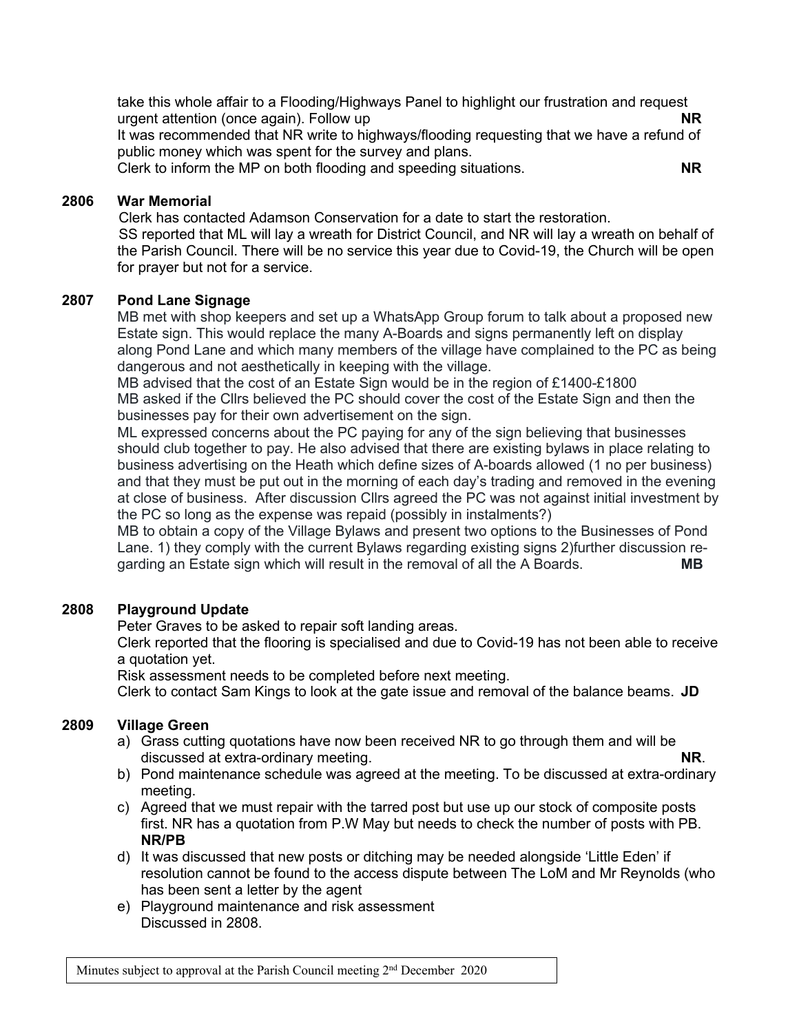take this whole affair to a Flooding/Highways Panel to highlight our frustration and request urgent attention (once again). Follow up **NR**

It was recommended that NR write to highways/flooding requesting that we have a refund of public money which was spent for the survey and plans.

Clerk to inform the MP on both flooding and speeding situations. **NR**

### 2806 War Memorial

Clerk has contacted Adamson Conservation for a date to start the restoration.

SS reported that ML will lay a wreath for District Council, and NR will lay a wreath on behalf of the Parish Council. There will be no service this year due to Covid-19, the Church will be open for prayer but not for a service.

### 2807 Pond Lane Signage

MB met with shop keepers and set up a WhatsApp Group forum to talk about a proposed new Estate sign. This would replace the many A-Boards and signs permanently left on display along Pond Lane and which many members of the village have complained to the PC as being dangerous and not aesthetically in keeping with the village.

MB advised that the cost of an Estate Sign would be in the region of £1400-£1800

MB asked if the Cllrs believed the PC should cover the cost of the Estate Sign and then the businesses pay for their own advertisement on the sign.

ML expressed concerns about the PC paying for any of the sign believing that businesses should club together to pay. He also advised that there are existing bylaws in place relating to business advertising on the Heath which define sizes of A-boards allowed (1 no per business) and that they must be put out in the morning of each day's trading and removed in the evening at close of business. After discussion Cllrs agreed the PC was not against initial investment by the PC so long as the expense was repaid (possibly in instalments?)

MB to obtain a copy of the Village Bylaws and present two options to the Businesses of Pond Lane. 1) they comply with the current Bylaws regarding existing signs 2)further discussion regarding an Estate sign which will result in the removal of all the A Boards. **MB**

### 2808 Playground Update

Peter Graves to be asked to repair soft landing areas.

Clerk reported that the flooring is specialised and due to Covid-19 has not been able to receive a quotation yet.

Risk assessment needs to be completed before next meeting.

Clerk to contact Sam Kings to look at the gate issue and removal of the balance beams. **JD**

### 2809 Village Green

a) Grass cutting quotations have now been received NR to go through them and will be discussed at extra-ordinary meeting. **NR**.
b) Pond maintenance schedule was agreed at the meeting. To be discussed at extra-ordinary meeting.
c) Agreed that we must repair with the tarred post but use up our stock of composite posts first. NR has a quotation from P.W May but needs to check the number of posts with PB. **NR/PB**
d) It was discussed that new posts or ditching may be needed alongside 'Little Eden' if resolution cannot be found to the access dispute between The LoM and Mr Reynolds (who has been sent a letter by the agent
e) Playground maintenance and risk assessment
   Discussed in 2808.

Minutes subject to approval at the Parish Council meeting 2nd December 2020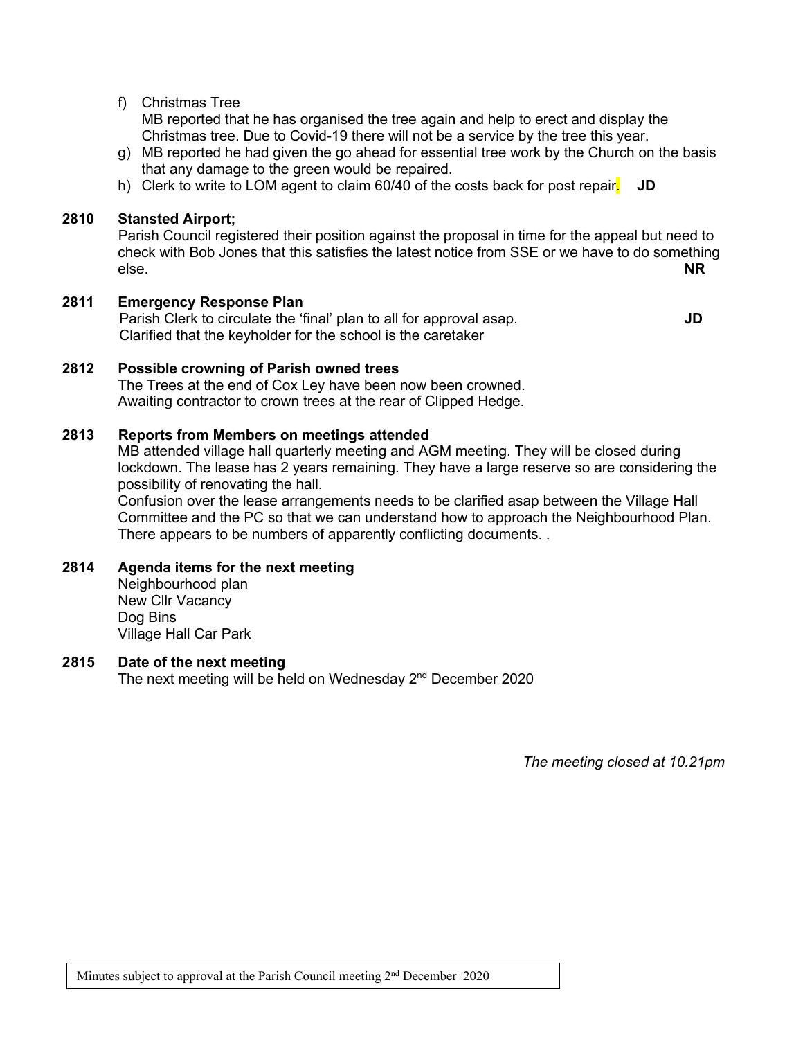f) Christmas Tree
   MB reported that he has organised the tree again and help to erect and display the Christmas tree. Due to Covid-19 there will not be a service by the tree this year.

g) MB reported he had given the go ahead for essential tree work by the Church on the basis that any damage to the green would be repaired.

h) Clerk to write to LOM agent to claim 60/40 of the costs back for post repair. **JD**

**2810 Stansted Airport;**

Parish Council registered their position against the proposal in time for the appeal but need to check with Bob Jones that this satisfies the latest notice from SSE or we have to do something else. **NR**

**2811 Emergency Response Plan**

Parish Clerk to circulate the 'final' plan to all for approval asap. **JD**

Clarified that the keyholder for the school is the caretaker

**2812 Possible crowning of Parish owned trees**

The Trees at the end of Cox Ley have been now been crowned.
Awaiting contractor to crown trees at the rear of Clipped Hedge.

**2813 Reports from Members on meetings attended**

MB attended village hall quarterly meeting and AGM meeting. They will be closed during lockdown. The lease has 2 years remaining. They have a large reserve so are considering the possibility of renovating the hall.

Confusion over the lease arrangements needs to be clarified asap between the Village Hall Committee and the PC so that we can understand how to approach the Neighbourhood Plan. There appears to be numbers of apparently conflicting documents. .

**2814 Agenda items for the next meeting**

Neighbourhood plan
New Cllr Vacancy
Dog Bins
Village Hall Car Park

**2815 Date of the next meeting**

The next meeting will be held on Wednesday 2nd December 2020

*The meeting closed at 10.21pm*

Minutes subject to approval at the Parish Council meeting 2nd December 2020